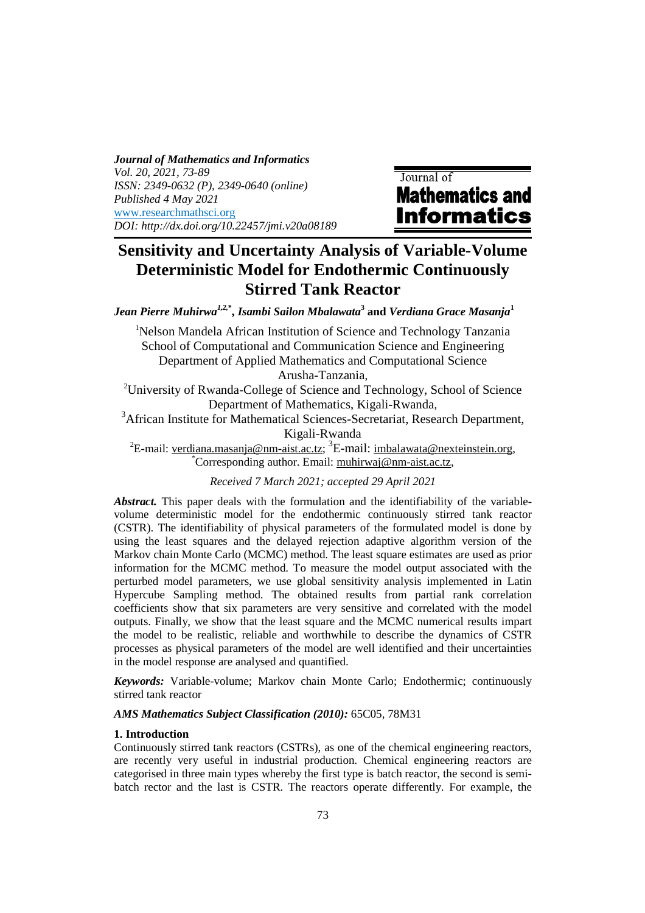*Journal of Mathematics and Informatics*
*Vol. 20, 2021, 73-89*
*ISSN: 2349-0632 (P), 2349-0640 (online)*
*Published 4 May 2021*
*www.researchmathsci.org*
*DOI: http://dx.doi.org/10.22457/jmi.v20a08189*

# Sensitivity and Uncertainty Analysis of Variable-Volume Deterministic Model for Endothermic Continuously Stirred Tank Reactor

***Jean Pierre Muhirwa[1,2,*], Isambi Sailon Mbalawata[3]*** **and** ***Verdiana Grace Masanja[1]***

[1]Nelson Mandela African Institution of Science and Technology Tanzania
School of Computational and Communication Science and Engineering
Department of Applied Mathematics and Computational Science
Arusha-Tanzania,

[2]University of Rwanda-College of Science and Technology, School of Science
Department of Mathematics, Kigali-Rwanda,

[3]African Institute for Mathematical Sciences-Secretariat, Research Department,
Kigali-Rwanda

[2]E-mail: verdiana.masanja@nm-aist.ac.tz; [3]E-mail: imbalawata@nexteinstein.org,
[*]Corresponding author. Email: muhirwaj@nm-aist.ac.tz,

*Received 7 March 2021; accepted 29 April 2021*

***Abstract.*** This paper deals with the formulation and the identifiability of the variable-volume deterministic model for the endothermic continuously stirred tank reactor (CSTR). The identifiability of physical parameters of the formulated model is done by using the least squares and the delayed rejection adaptive algorithm version of the Markov chain Monte Carlo (MCMC) method. The least square estimates are used as prior information for the MCMC method. To measure the model output associated with the perturbed model parameters, we use global sensitivity analysis implemented in Latin Hypercube Sampling method. The obtained results from partial rank correlation coefficients show that six parameters are very sensitive and correlated with the model outputs. Finally, we show that the least square and the MCMC numerical results impart the model to be realistic, reliable and worthwhile to describe the dynamics of CSTR processes as physical parameters of the model are well identified and their uncertainties in the model response are analysed and quantified.

***Keywords:*** Variable-volume; Markov chain Monte Carlo; Endothermic; continuously stirred tank reactor

***AMS Mathematics Subject Classification (2010):*** 65C05, 78M31

## 1. Introduction

Continuously stirred tank reactors (CSTRs), as one of the chemical engineering reactors, are recently very useful in industrial production. Chemical engineering reactors are categorised in three main types whereby the first type is batch reactor, the second is semi-batch rector and the last is CSTR. The reactors operate differently. For example, the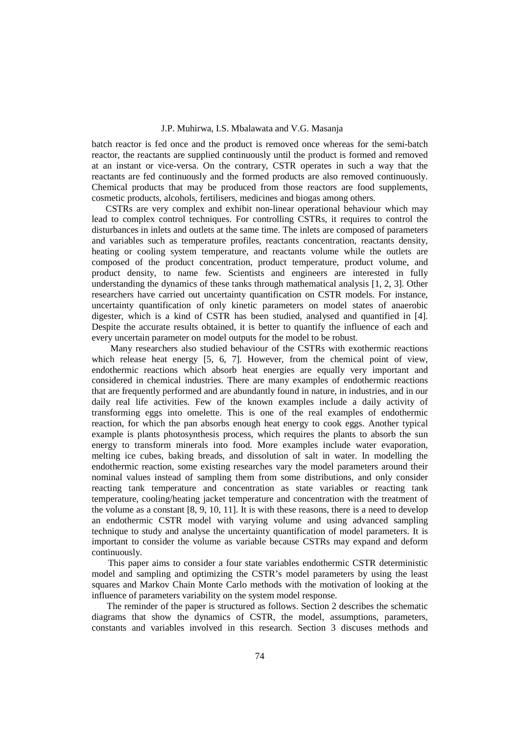batch reactor is fed once and the product is removed once whereas for the semi-batch reactor, the reactants are supplied continuously until the product is formed and removed at an instant or vice-versa. On the contrary, CSTR operates in such a way that the reactants are fed continuously and the formed products are also removed continuously. Chemical products that may be produced from those reactors are food supplements, cosmetic products, alcohols, fertilisers, medicines and biogas among others.

CSTRs are very complex and exhibit non-linear operational behaviour which may lead to complex control techniques. For controlling CSTRs, it requires to control the disturbances in inlets and outlets at the same time. The inlets are composed of parameters and variables such as temperature profiles, reactants concentration, reactants density, heating or cooling system temperature, and reactants volume while the outlets are composed of the product concentration, product temperature, product volume, and product density, to name few. Scientists and engineers are interested in fully understanding the dynamics of these tanks through mathematical analysis [1, 2, 3]. Other researchers have carried out uncertainty quantification on CSTR models. For instance, uncertainty quantification of only kinetic parameters on model states of anaerobic digester, which is a kind of CSTR has been studied, analysed and quantified in [4]. Despite the accurate results obtained, it is better to quantify the influence of each and every uncertain parameter on model outputs for the model to be robust.

Many researchers also studied behaviour of the CSTRs with exothermic reactions which release heat energy [5, 6, 7]. However, from the chemical point of view, endothermic reactions which absorb heat energies are equally very important and considered in chemical industries. There are many examples of endothermic reactions that are frequently performed and are abundantly found in nature, in industries, and in our daily real life activities. Few of the known examples include a daily activity of transforming eggs into omelette. This is one of the real examples of endothermic reaction, for which the pan absorbs enough heat energy to cook eggs. Another typical example is plants photosynthesis process, which requires the plants to absorb the sun energy to transform minerals into food. More examples include water evaporation, melting ice cubes, baking breads, and dissolution of salt in water. In modelling the endothermic reaction, some existing researches vary the model parameters around their nominal values instead of sampling them from some distributions, and only consider reacting tank temperature and concentration as state variables or reacting tank temperature, cooling/heating jacket temperature and concentration with the treatment of the volume as a constant [8, 9, 10, 11]. It is with these reasons, there is a need to develop an endothermic CSTR model with varying volume and using advanced sampling technique to study and analyse the uncertainty quantification of model parameters. It is important to consider the volume as variable because CSTRs may expand and deform continuously.

This paper aims to consider a four state variables endothermic CSTR deterministic model and sampling and optimizing the CSTR's model parameters by using the least squares and Markov Chain Monte Carlo methods with the motivation of looking at the influence of parameters variability on the system model response.

The reminder of the paper is structured as follows. Section 2 describes the schematic diagrams that show the dynamics of CSTR, the model, assumptions, parameters, constants and variables involved in this research. Section 3 discuses methods and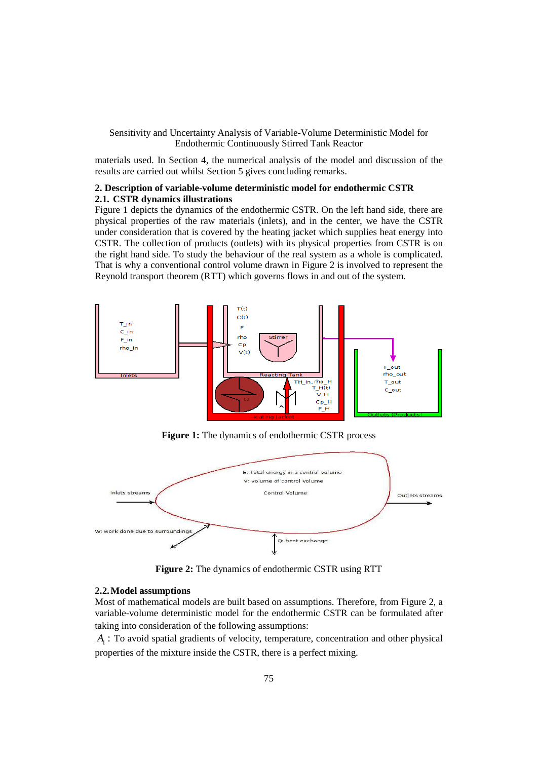materials used. In Section 4, the numerical analysis of the model and discussion of the results are carried out whilst Section 5 gives concluding remarks.

## 2. Description of variable-volume deterministic model for endothermic CSTR

### 2.1. CSTR dynamics illustrations

Figure 1 depicts the dynamics of the endothermic CSTR. On the left hand side, there are physical properties of the raw materials (inlets), and in the center, we have the CSTR under consideration that is covered by the heating jacket which supplies heat energy into CSTR. The collection of products (outlets) with its physical properties from CSTR is on the right hand side. To study the behaviour of the real system as a whole is complicated. That is why a conventional control volume drawn in Figure 2 is involved to represent the Reynold transport theorem (RTT) which governs flows in and out of the system.

**Figure 1:** The dynamics of endothermic CSTR process

**Figure 2:** The dynamics of endothermic CSTR using RTT

### 2.2. Model assumptions

Most of mathematical models are built based on assumptions. Therefore, from Figure 2, a variable-volume deterministic model for the endothermic CSTR can be formulated after taking into consideration of the following assumptions:

$A_1$ : To avoid spatial gradients of velocity, temperature, concentration and other physical properties of the mixture inside the CSTR, there is a perfect mixing.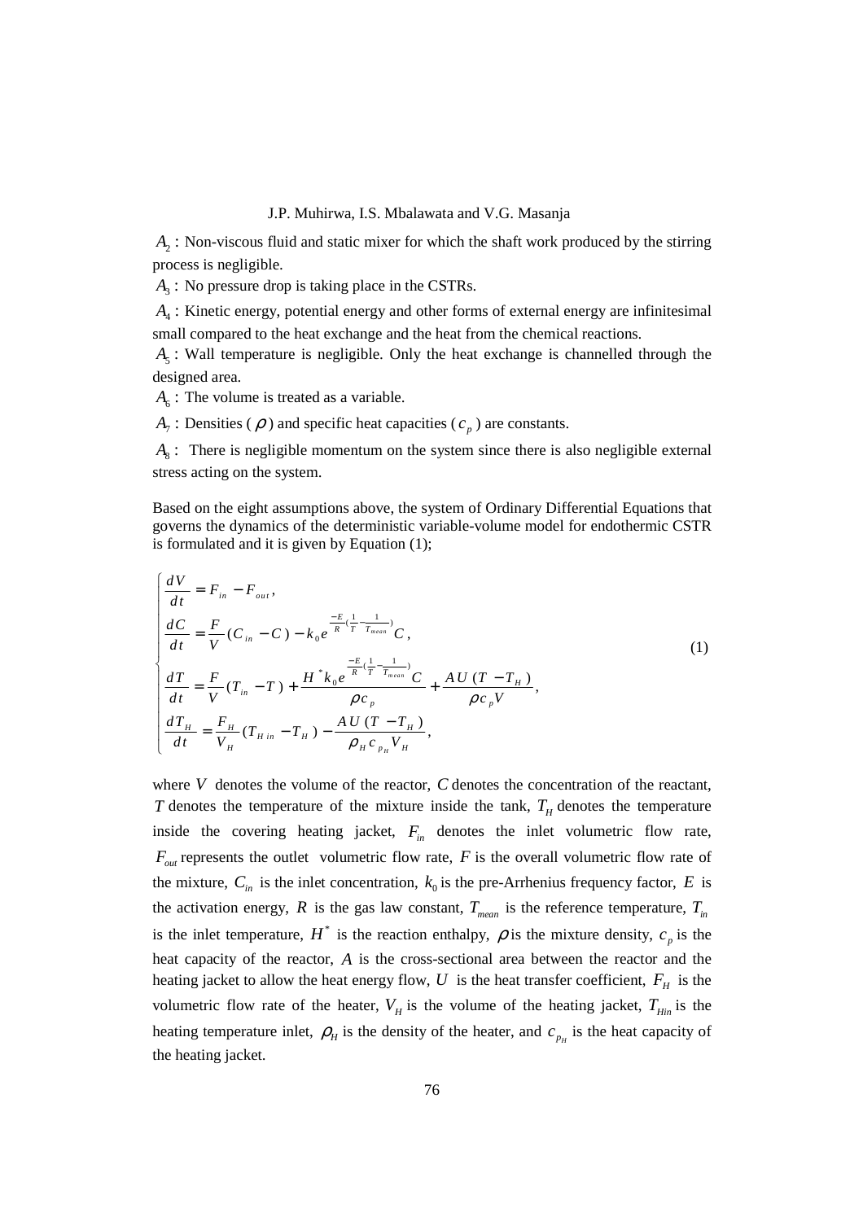$A_2$ : Non-viscous fluid and static mixer for which the shaft work produced by the stirring process is negligible.

$A_3$ : No pressure drop is taking place in the CSTRs.

$A_4$ : Kinetic energy, potential energy and other forms of external energy are infinitesimal small compared to the heat exchange and the heat from the chemical reactions.

$A_5$ : Wall temperature is negligible. Only the heat exchange is channelled through the designed area.

$A_6$ : The volume is treated as a variable.

$A_7$ : Densities ( $\rho$ ) and specific heat capacities ( $c_p$ ) are constants.

$A_8$ : There is negligible momentum on the system since there is also negligible external stress acting on the system.

Based on the eight assumptions above, the system of Ordinary Differential Equations that governs the dynamics of the deterministic variable-volume model for endothermic CSTR is formulated and it is given by Equation (1);

$$
\begin{cases}
\dfrac{dV}{dt} = F_{in} - F_{out}, \\[2mm]
\dfrac{dC}{dt} = \dfrac{F}{V}(C_{in} - C) - k_0 e^{\frac{-E}{R}\left(\frac{1}{T} - \frac{1}{T_{mean}}\right)} C, \\[2mm]
\dfrac{dT}{dt} = \dfrac{F}{V}(T_{in} - T) + \dfrac{H^* k_0 e^{\frac{-E}{R}\left(\frac{1}{T} - \frac{1}{T_{mean}}\right)} C}{\rho c_p} + \dfrac{AU(T - T_H)}{\rho c_p V}, \\[2mm]
\dfrac{dT_H}{dt} = \dfrac{F_H}{V_H}(T_{H in} - T_H) - \dfrac{AU(T - T_H)}{\rho_H c_{p_H} V_H},
\end{cases}
\tag{1}
$$

where $V$ denotes the volume of the reactor, $C$ denotes the concentration of the reactant, $T$ denotes the temperature of the mixture inside the tank, $T_H$ denotes the temperature inside the covering heating jacket, $F_{in}$ denotes the inlet volumetric flow rate, $F_{out}$ represents the outlet volumetric flow rate, $F$ is the overall volumetric flow rate of the mixture, $C_{in}$ is the inlet concentration, $k_0$ is the pre-Arrhenius frequency factor, $E$ is the activation energy, $R$ is the gas law constant, $T_{mean}$ is the reference temperature, $T_{in}$ is the inlet temperature, $H^*$ is the reaction enthalpy, $\rho$ is the mixture density, $c_p$ is the heat capacity of the reactor, $A$ is the cross-sectional area between the reactor and the heating jacket to allow the heat energy flow, $U$ is the heat transfer coefficient, $F_H$ is the volumetric flow rate of the heater, $V_H$ is the volume of the heating jacket, $T_{Hin}$ is the heating temperature inlet, $\rho_H$ is the density of the heater, and $c_{p_H}$ is the heat capacity of the heating jacket.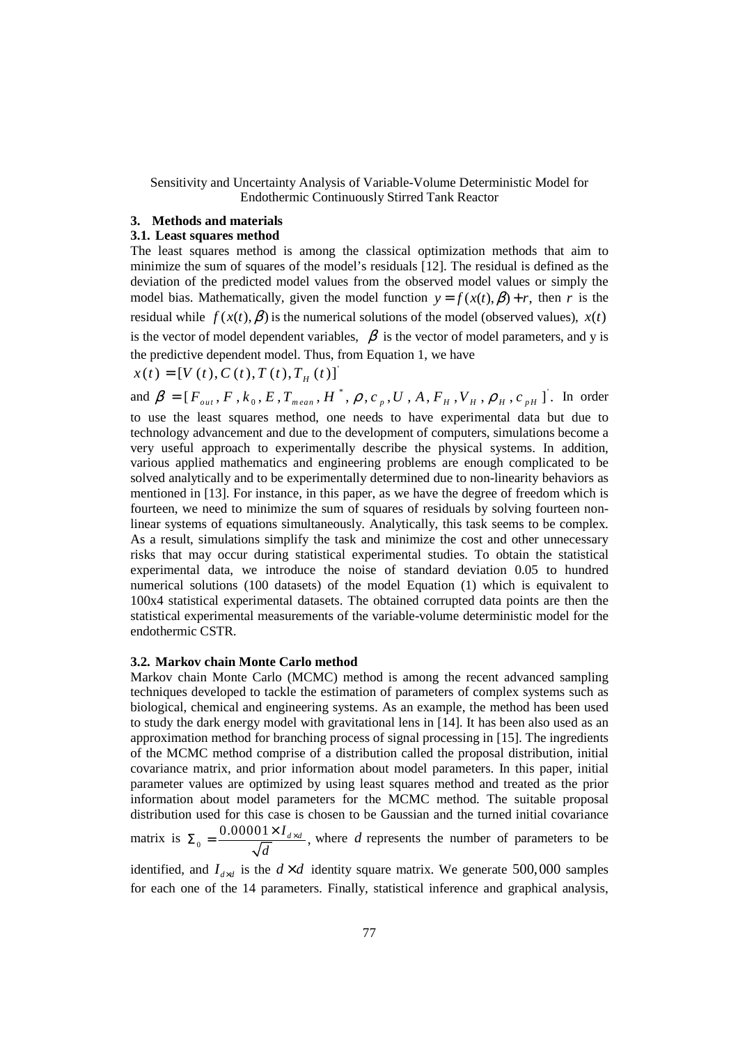## 3. Methods and materials

### 3.1. Least squares method

The least squares method is among the classical optimization methods that aim to minimize the sum of squares of the model's residuals [12]. The residual is defined as the deviation of the predicted model values from the observed model values or simply the model bias. Mathematically, given the model function $y = f(x(t), \beta) + r$, then $r$ is the residual while $f(x(t), \beta)$ is the numerical solutions of the model (observed values), $x(t)$ is the vector of model dependent variables, $\beta$ is the vector of model parameters, and y is the predictive dependent model. Thus, from Equation 1, we have

$x(t) = [V(t), C(t), T(t), T_H(t)]'$

and $\beta = [F_{out}, F, k_0, E, T_{mean}, H^*, \rho, c_p, U, A, F_H, V_H, \rho_H, c_{pH}]'$. In order to use the least squares method, one needs to have experimental data but due to technology advancement and due to the development of computers, simulations become a very useful approach to experimentally describe the physical systems. In addition, various applied mathematics and engineering problems are enough complicated to be solved analytically and to be experimentally determined due to non-linearity behaviors as mentioned in [13]. For instance, in this paper, as we have the degree of freedom which is fourteen, we need to minimize the sum of squares of residuals by solving fourteen non-linear systems of equations simultaneously. Analytically, this task seems to be complex. As a result, simulations simplify the task and minimize the cost and other unnecessary risks that may occur during statistical experimental studies. To obtain the statistical experimental data, we introduce the noise of standard deviation 0.05 to hundred numerical solutions (100 datasets) of the model Equation (1) which is equivalent to 100x4 statistical experimental datasets. The obtained corrupted data points are then the statistical experimental measurements of the variable-volume deterministic model for the endothermic CSTR.

### 3.2. Markov chain Monte Carlo method

Markov chain Monte Carlo (MCMC) method is among the recent advanced sampling techniques developed to tackle the estimation of parameters of complex systems such as biological, chemical and engineering systems. As an example, the method has been used to study the dark energy model with gravitational lens in [14]. It has been also used as an approximation method for branching process of signal processing in [15]. The ingredients of the MCMC method comprise of a distribution called the proposal distribution, initial covariance matrix, and prior information about model parameters. In this paper, initial parameter values are optimized by using least squares method and treated as the prior information about model parameters for the MCMC method. The suitable proposal distribution used for this case is chosen to be Gaussian and the turned initial covariance matrix is $\Sigma_0 = \dfrac{0.00001 \times I_{d \times d}}{\sqrt{d}}$, where $d$ represents the number of parameters to be identified, and $I_{d \times d}$ is the $d \times d$ identity square matrix. We generate $500,000$ samples for each one of the 14 parameters. Finally, statistical inference and graphical analysis,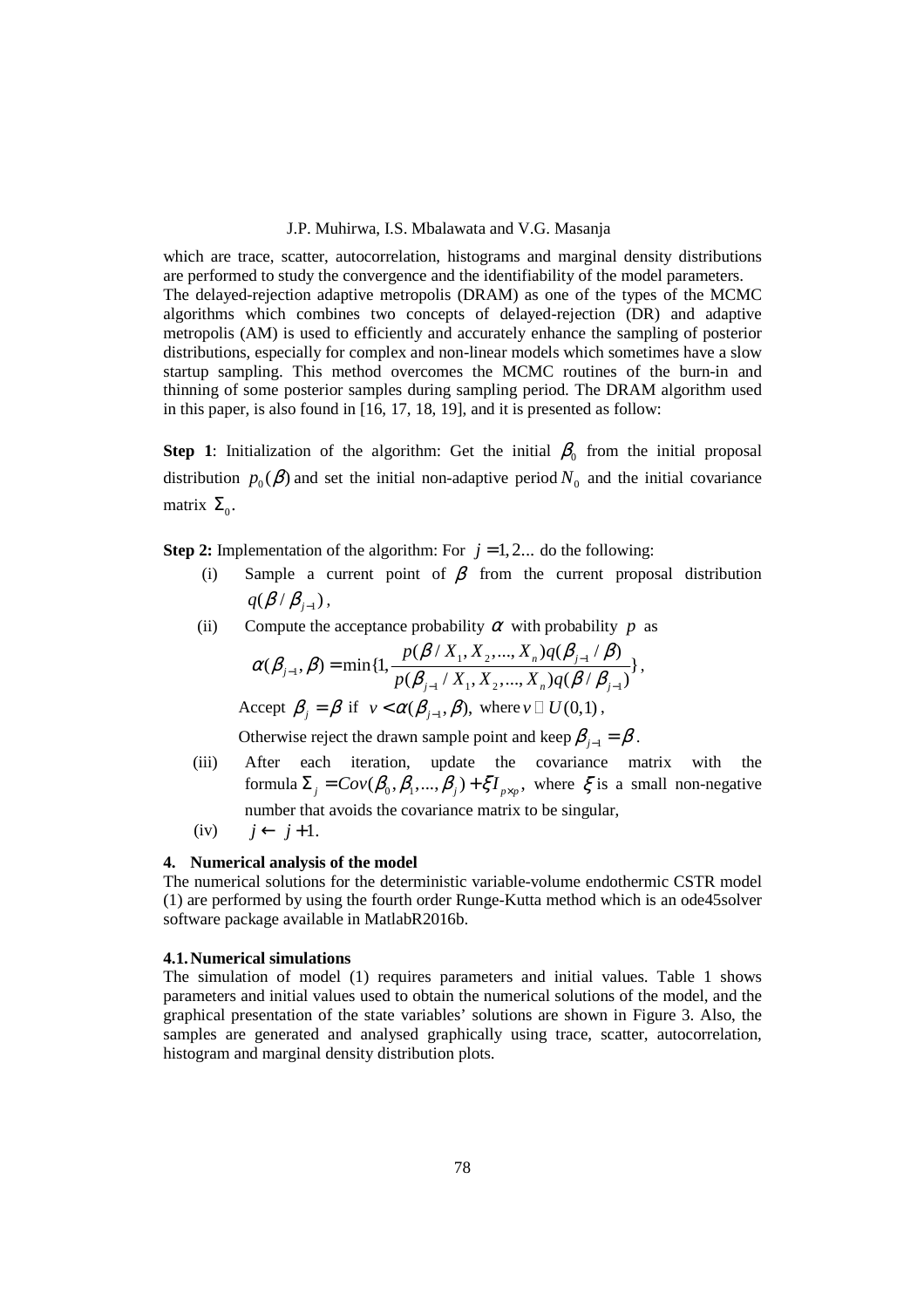which are trace, scatter, autocorrelation, histograms and marginal density distributions are performed to study the convergence and the identifiability of the model parameters.

The delayed-rejection adaptive metropolis (DRAM) as one of the types of the MCMC algorithms which combines two concepts of delayed-rejection (DR) and adaptive metropolis (AM) is used to efficiently and accurately enhance the sampling of posterior distributions, especially for complex and non-linear models which sometimes have a slow startup sampling. This method overcomes the MCMC routines of the burn-in and thinning of some posterior samples during sampling period. The DRAM algorithm used in this paper, is also found in [16, 17, 18, 19], and it is presented as follow:

**Step 1**: Initialization of the algorithm: Get the initial $\beta_0$ from the initial proposal distribution $p_0(\beta)$ and set the initial non-adaptive period $N_0$ and the initial covariance matrix $\Sigma_0$.

**Step 2:** Implementation of the algorithm: For $j = 1, 2...$ do the following:

(i) Sample a current point of $\beta$ from the current proposal distribution $q(\beta / \beta_{j-1})$,

(ii) Compute the acceptance probability $\alpha$ with probability $p$ as

$$\alpha(\beta_{j-1}, \beta) = \min\{1, \frac{p(\beta / X_1, X_2, ..., X_n) q(\beta_{j-1} / \beta)}{p(\beta_{j-1} / X_1, X_2, ..., X_n) q(\beta / \beta_{j-1})}\},$$

Accept $\beta_j = \beta$ if $v < \alpha(\beta_{j-1}, \beta)$, where $v \sim U(0,1)$,

Otherwise reject the drawn sample point and keep $\beta_{j-1} = \beta$.

(iii) After each iteration, update the covariance matrix with the formula $\Sigma_j = Cov(\beta_0, \beta_1, ..., \beta_j) + \xi I_{p \times p}$, where $\xi$ is a small non-negative number that avoids the covariance matrix to be singular,

(iv) $j \leftarrow j + 1$.

## 4. Numerical analysis of the model

The numerical solutions for the deterministic variable-volume endothermic CSTR model (1) are performed by using the fourth order Runge-Kutta method which is an ode45solver software package available in MatlabR2016b.

### 4.1. Numerical simulations

The simulation of model (1) requires parameters and initial values. Table 1 shows parameters and initial values used to obtain the numerical solutions of the model, and the graphical presentation of the state variables' solutions are shown in Figure 3. Also, the samples are generated and analysed graphically using trace, scatter, autocorrelation, histogram and marginal density distribution plots.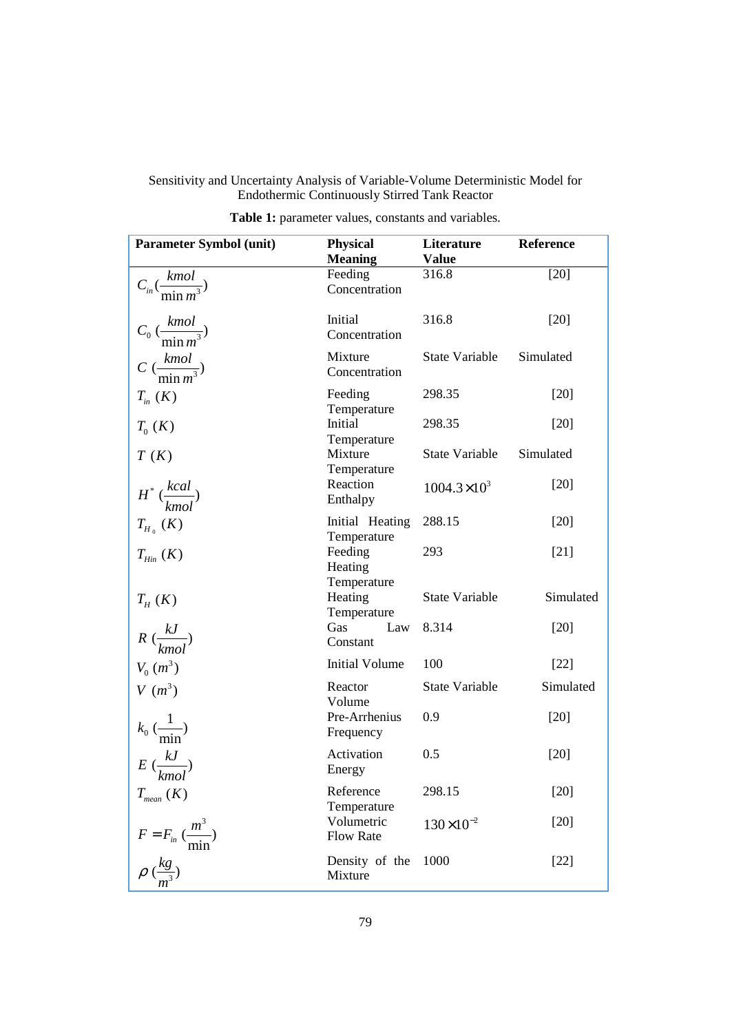**Table 1:** parameter values, constants and variables.

| Parameter Symbol (unit) | Physical Meaning | Literature Value | Reference |
|---|---|---|---|
| $C_{in}\ (\frac{kmol}{\min m^3})$ | Feeding Concentration | 316.8 | [20] |
| $C_0\ (\frac{kmol}{\min m^3})$ | Initial Concentration | 316.8 | [20] |
| $C\ (\frac{kmol}{\min m^3})$ | Mixture Concentration | State Variable | Simulated |
| $T_{in}\ (K)$ | Feeding Temperature | 298.35 | [20] |
| $T_0\ (K)$ | Initial Temperature | 298.35 | [20] |
| $T\ (K)$ | Mixture Temperature | State Variable | Simulated |
| $H^*\ (\frac{kcal}{kmol})$ | Reaction Enthalpy | $1004.3\times10^3$ | [20] |
| $T_{H_0}\ (K)$ | Initial Heating Temperature | 288.15 | [20] |
| $T_{Hin}\ (K)$ | Feeding Heating Temperature | 293 | [21] |
| $T_H\ (K)$ | Heating Temperature | State Variable | Simulated |
| $R\ (\frac{kJ}{kmol})$ | Gas Law Constant | 8.314 | [20] |
| $V_0\ (m^3)$ | Initial Volume | 100 | [22] |
| $V\ (m^3)$ | Reactor Volume | State Variable | Simulated |
| $k_0\ (\frac{1}{\min})$ | Pre-Arrhenius Frequency | 0.9 | [20] |
| $E\ (\frac{kJ}{kmol})$ | Activation Energy | 0.5 | [20] |
| $T_{mean}\ (K)$ | Reference Temperature | 298.15 | [20] |
| $F = F_{in}\ (\frac{m^3}{\min})$ | Volumetric Flow Rate | $130\times10^{-2}$ | [20] |
| $\rho\ (\frac{kg}{m^3})$ | Density of the Mixture | 1000 | [22] |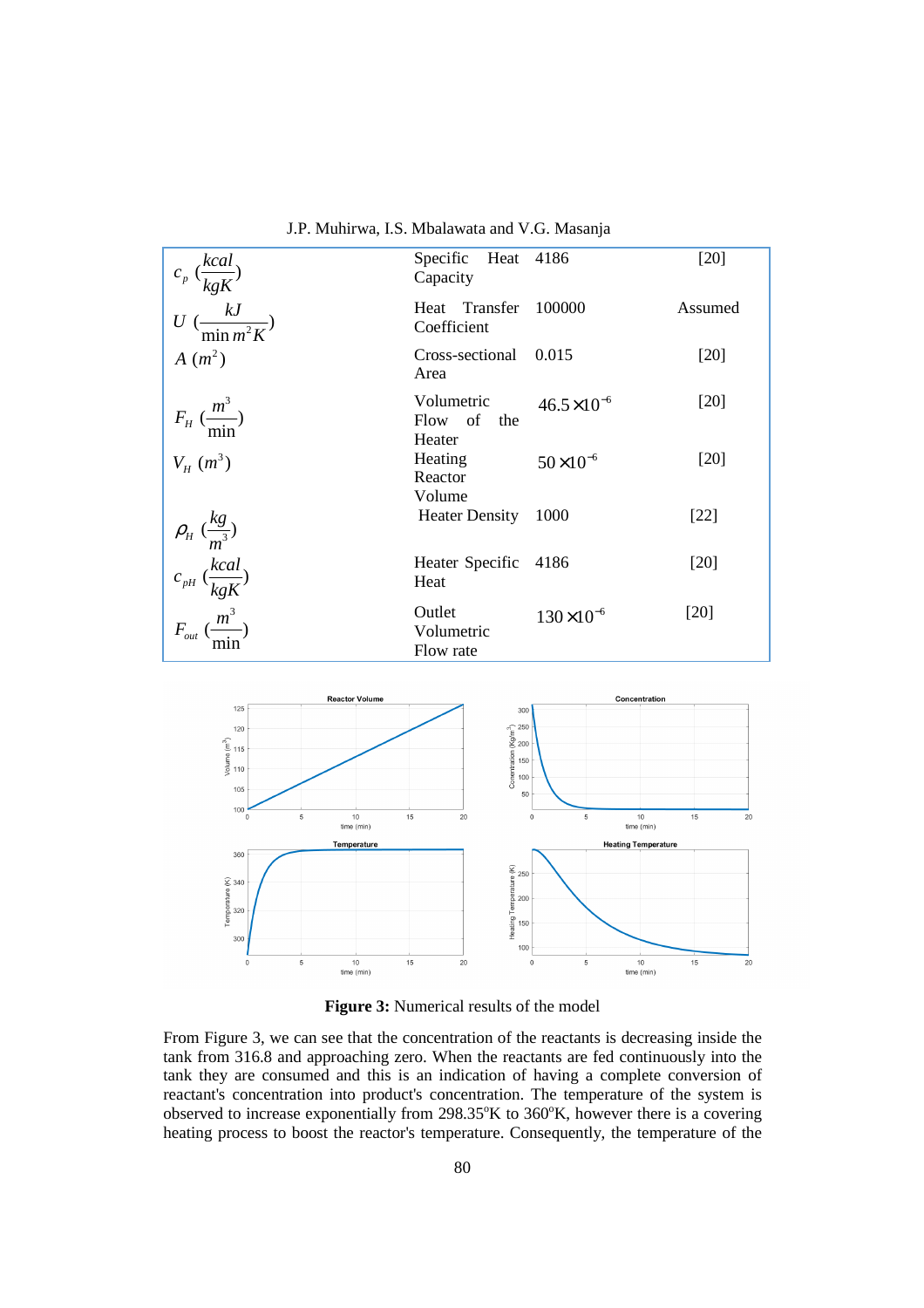| | | | |
|---|---|---|---|
| $c_p$ $(\frac{kcal}{kgK})$ | Specific Heat Capacity | 4186 | [20] |
| $U$ $(\frac{kJ}{\min m^2 K})$ | Heat Transfer Coefficient | 100000 | Assumed |
| $A$ $(m^2)$ | Cross-sectional Area | 0.015 | [20] |
| $F_H$ $(\frac{m^3}{\min})$ | Volumetric Flow of the Heater | $46.5\times10^{-6}$ | [20] |
| $V_H$ $(m^3)$ | Heating Reactor Volume | $50\times10^{-6}$ | [20] |
| $\rho_H$ $(\frac{kg}{m^3})$ | Heater Density | 1000 | [22] |
| $c_{pH}$ $(\frac{kcal}{kgK})$ | Heater Specific Heat | 4186 | [20] |
| $F_{out}$ $(\frac{m^3}{\min})$ | Outlet Volumetric Flow rate | $130\times10^{-6}$ | [20] |

**Figure 3:** Numerical results of the model

From Figure 3, we can see that the concentration of the reactants is decreasing inside the tank from 316.8 and approaching zero. When the reactants are fed continuously into the tank they are consumed and this is an indication of having a complete conversion of reactant's concentration into product's concentration. The temperature of the system is observed to increase exponentially from 298.35°K to 360°K, however there is a covering heating process to boost the reactor's temperature. Consequently, the temperature of the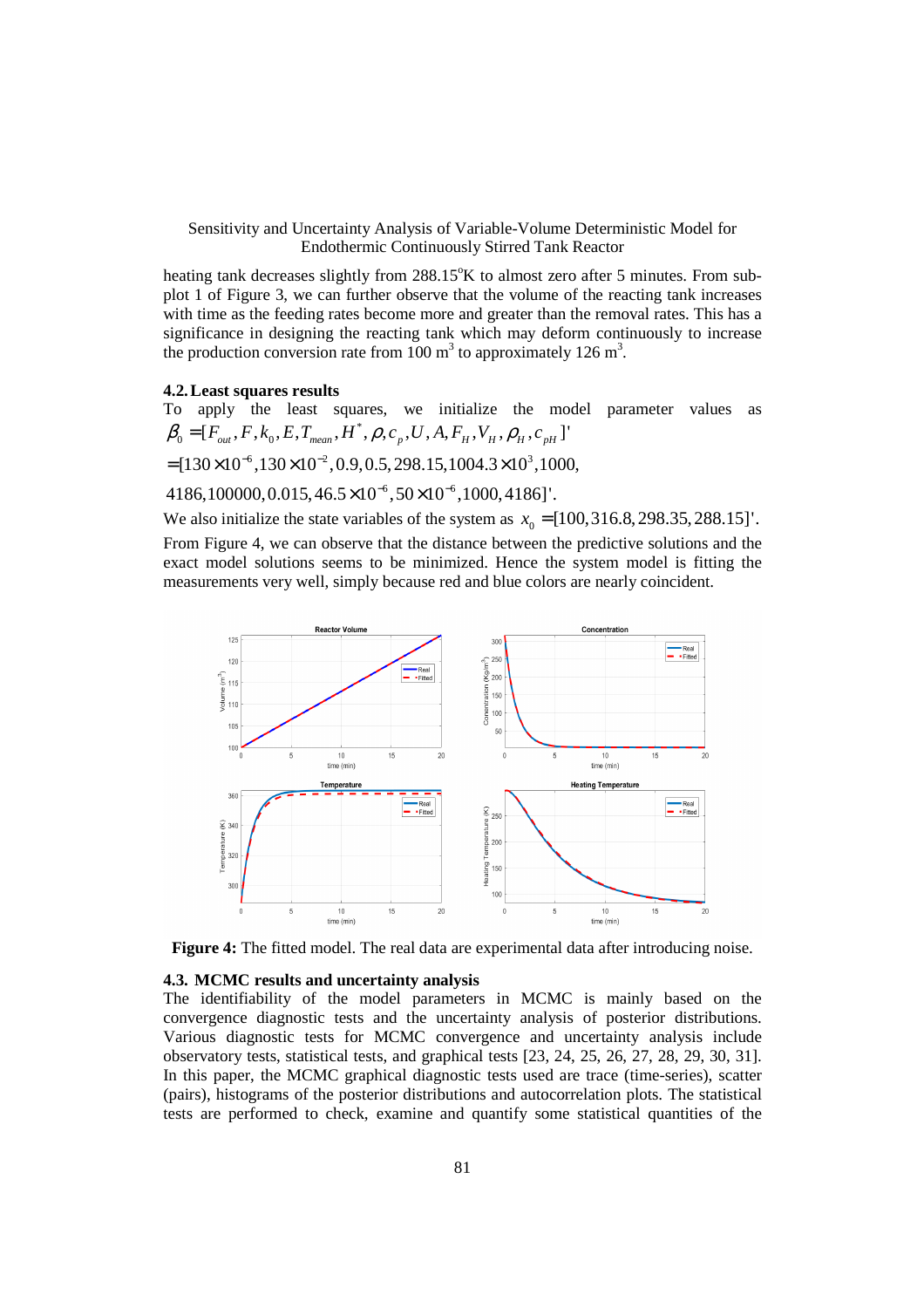heating tank decreases slightly from 288.15°K to almost zero after 5 minutes. From sub-plot 1 of Figure 3, we can further observe that the volume of the reacting tank increases with time as the feeding rates become more and greater than the removal rates. This has a significance in designing the reacting tank which may deform continuously to increase the production conversion rate from 100 $m^3$ to approximately 126 $m^3$.

### 4.2. Least squares results

To apply the least squares, we initialize the model parameter values as $\beta_0 = [F_{out}, F, k_0, E, T_{mean}, H^*, \rho, c_p, U, A, F_H, V_H, \rho_H, c_{pH}]'$

$= [130\times10^{-6}, 130\times10^{-2}, 0.9, 0.5, 298.15, 1004.3\times10^{3}, 1000,$

$4186, 100000, 0.015, 46.5\times10^{-6}, 50\times10^{-6}, 1000, 4186]'$.

We also initialize the state variables of the system as $x_0 = [100, 316.8, 298.35, 288.15]'$.

From Figure 4, we can observe that the distance between the predictive solutions and the exact model solutions seems to be minimized. Hence the system model is fitting the measurements very well, simply because red and blue colors are nearly coincident.

**Figure 4:** The fitted model. The real data are experimental data after introducing noise.

### 4.3. MCMC results and uncertainty analysis

The identifiability of the model parameters in MCMC is mainly based on the convergence diagnostic tests and the uncertainty analysis of posterior distributions. Various diagnostic tests for MCMC convergence and uncertainty analysis include observatory tests, statistical tests, and graphical tests [23, 24, 25, 26, 27, 28, 29, 30, 31]. In this paper, the MCMC graphical diagnostic tests used are trace (time-series), scatter (pairs), histograms of the posterior distributions and autocorrelation plots. The statistical tests are performed to check, examine and quantify some statistical quantities of the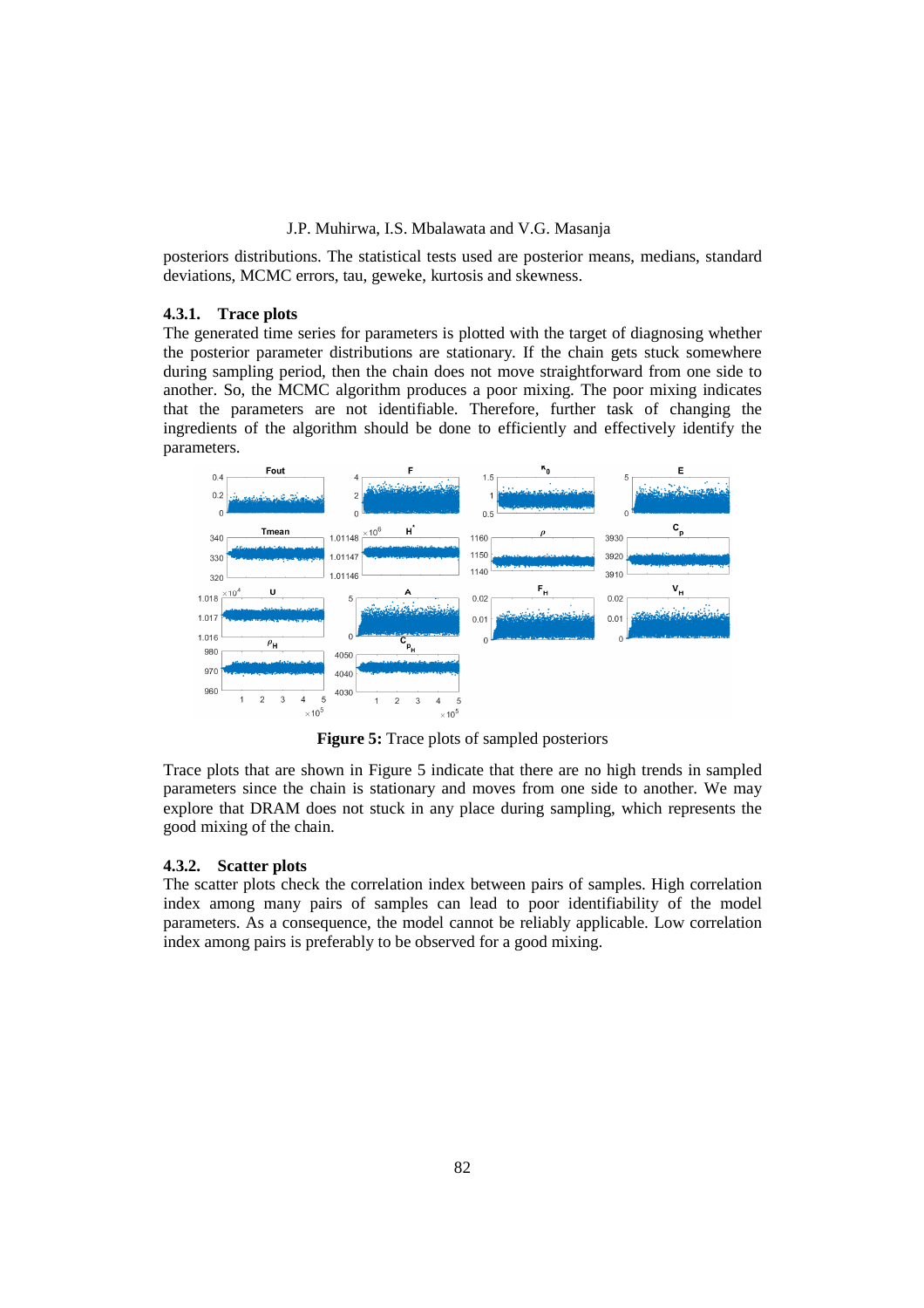posteriors distributions. The statistical tests used are posterior means, medians, standard deviations, MCMC errors, tau, geweke, kurtosis and skewness.

### 4.3.1. Trace plots

The generated time series for parameters is plotted with the target of diagnosing whether the posterior parameter distributions are stationary. If the chain gets stuck somewhere during sampling period, then the chain does not move straightforward from one side to another. So, the MCMC algorithm produces a poor mixing. The poor mixing indicates that the parameters are not identifiable. Therefore, further task of changing the ingredients of the algorithm should be done to efficiently and effectively identify the parameters.

**Figure 5:** Trace plots of sampled posteriors

Trace plots that are shown in Figure 5 indicate that there are no high trends in sampled parameters since the chain is stationary and moves from one side to another. We may explore that DRAM does not stuck in any place during sampling, which represents the good mixing of the chain.

### 4.3.2. Scatter plots

The scatter plots check the correlation index between pairs of samples. High correlation index among many pairs of samples can lead to poor identifiability of the model parameters. As a consequence, the model cannot be reliably applicable. Low correlation index among pairs is preferably to be observed for a good mixing.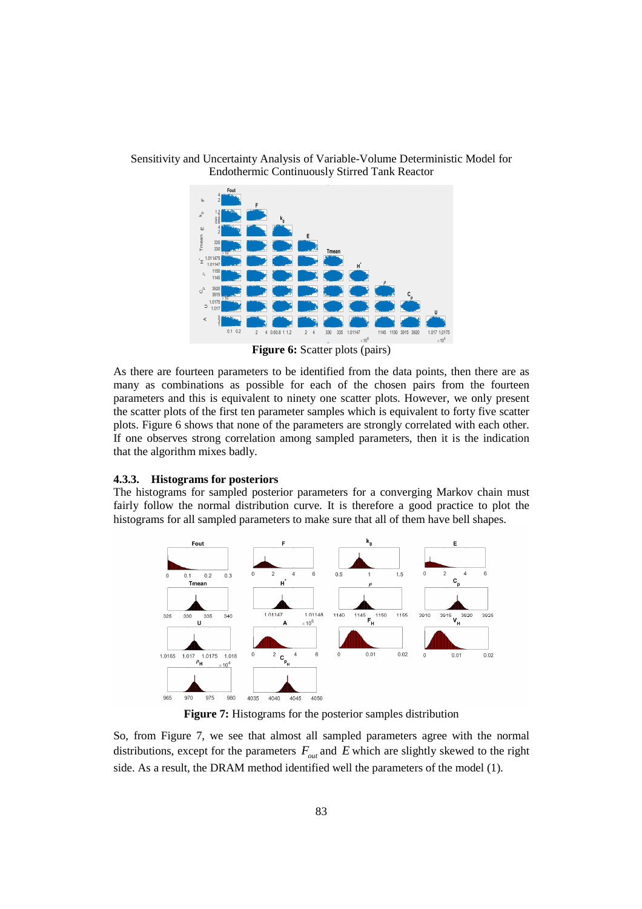**Figure 6:** Scatter plots (pairs)

As there are fourteen parameters to be identified from the data points, then there are as many as combinations as possible for each of the chosen pairs from the fourteen parameters and this is equivalent to ninety one scatter plots. However, we only present the scatter plots of the first ten parameter samples which is equivalent to forty five scatter plots. Figure 6 shows that none of the parameters are strongly correlated with each other. If one observes strong correlation among sampled parameters, then it is the indication that the algorithm mixes badly.

### 4.3.3. Histograms for posteriors

The histograms for sampled posterior parameters for a converging Markov chain must fairly follow the normal distribution curve. It is therefore a good practice to plot the histograms for all sampled parameters to make sure that all of them have bell shapes.

**Figure 7:** Histograms for the posterior samples distribution

So, from Figure 7, we see that almost all sampled parameters agree with the normal distributions, except for the parameters $F_{out}$ and $E$ which are slightly skewed to the right side. As a result, the DRAM method identified well the parameters of the model (1).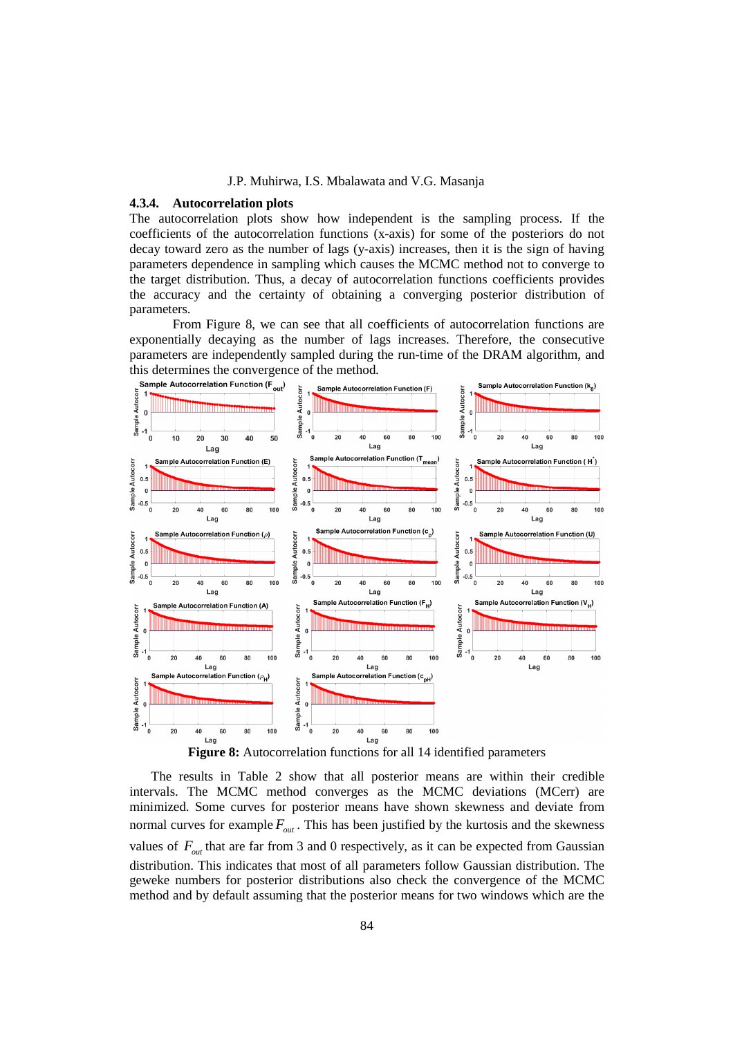#### 4.3.4. Autocorrelation plots

The autocorrelation plots show how independent is the sampling process. If the coefficients of the autocorrelation functions (x-axis) for some of the posteriors do not decay toward zero as the number of lags (y-axis) increases, then it is the sign of having parameters dependence in sampling which causes the MCMC method not to converge to the target distribution. Thus, a decay of autocorrelation functions coefficients provides the accuracy and the certainty of obtaining a converging posterior distribution of parameters.

From Figure 8, we can see that all coefficients of autocorrelation functions are exponentially decaying as the number of lags increases. Therefore, the consecutive parameters are independently sampled during the run-time of the DRAM algorithm, and this determines the convergence of the method.

**Figure 8:** Autocorrelation functions for all 14 identified parameters

The results in Table 2 show that all posterior means are within their credible intervals. The MCMC method converges as the MCMC deviations (MCerr) are minimized. Some curves for posterior means have shown skewness and deviate from normal curves for example $F_{out}$. This has been justified by the kurtosis and the skewness values of $F_{out}$ that are far from 3 and 0 respectively, as it can be expected from Gaussian distribution. This indicates that most of all parameters follow Gaussian distribution. The geweke numbers for posterior distributions also check the convergence of the MCMC method and by default assuming that the posterior means for two windows which are the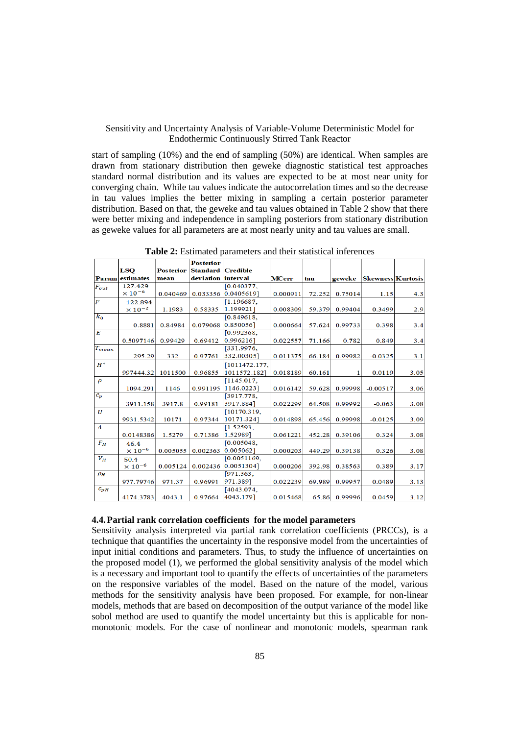start of sampling (10%) and the end of sampling (50%) are identical. When samples are drawn from stationary distribution then geweke diagnostic statistical test approaches standard normal distribution and its values are expected to be at most near unity for converging chain. While tau values indicate the autocorrelation times and so the decrease in tau values implies the better mixing in sampling a certain posterior parameter distribution. Based on that, the geweke and tau values obtained in Table 2 show that there were better mixing and independence in sampling posteriors from stationary distribution as geweke values for all parameters are at most nearly unity and tau values are small.

**Table 2:** Estimated parameters and their statistical inferences

| Param | LSQ estimates | Posterior mean | Posterior Standard deviation | Credible interval | MCerr | tau | geweke | Skewness | Kurtosis |
|---|---|---|---|---|---|---|---|---|---|
| $F_{out}$ | $127.429 \times 10^{-6}$ | 0.040469 | 0.033356 | [0.040377, 0.0405619] | 0.000911 | 72.252 | 0.75014 | 1.15 | 4.3 |
| $F$ | $122.894 \times 10^{-2}$ | 1.1983 | 0.58335 | [1.196687, 1.199921] | 0.008309 | 59.379 | 0.99404 | 0.3499 | 2.9 |
| $k_0$ | 0.8881 | 0.84984 | 0.079068 | [0.849618, 0.850056] | 0.000664 | 57.624 | 0.99733 | 0.398 | 3.4 |
| $E$ | 0.5097146 | 0.99429 | 0.69412 | [0.992368, 0.996216] | 0.022557 | 71.166 | 0.782 | 0.849 | 3.4 |
| $T_{mean}$ | 295.29 | 332 | 0.97761 | [331.9976, 332.00305] | 0.011375 | 66.184 | 0.99982 | -0.0325 | 3.1 |
| $H^*$ | 997444.32 | 1011500 | 0.96855 | [1011472.177, 1011572.182] | 0.018189 | 60.161 | 1 | 0.0119 | 3.05 |
| $\rho$ | 1094.291 | 1146 | 0.991195 | [1145.017, 1146.0223] | 0.016142 | 59.628 | 0.99998 | -0.00517 | 3.06 |
| $c_p$ | 3911.158 | 3917.8 | 0.99181 | [3917.778, 3917.884] | 0.022299 | 64.508 | 0.99992 | -0.063 | 3.08 |
| $U$ | 9931.5342 | 10171 | 0.97344 | [10170.319, 10171.324] | 0.014898 | 65.456 | 0.99998 | -0.0125 | 3.09 |
| $A$ | 0.0148386 | 1.5279 | 0.71386 | [1.52593, 1.52989] | 0.061221 | 452.28 | 0.39106 | 0.324 | 3.08 |
| $F_H$ | $46.4 \times 10^{-6}$ | 0.005055 | 0.002363 | [0.005048, 0.005062] | 0.000203 | 449.29 | 0.39138 | 0.326 | 3.08 |
| $V_H$ | $50.4 \times 10^{-6}$ | 0.005124 | 0.002436 | [0.0051169, 0.0051304] | 0.000206 | 392.98 | 0.38563 | 0.389 | 3.17 |
| $\rho_H$ | 977.79746 | 971.37 | 0.96991 | [971.363, 971.389] | 0.022239 | 69.989 | 0.99957 | 0.0489 | 3.13 |
| $c_{pH}$ | 4174.3783 | 4043.1 | 0.97664 | [4043.074, 4043.179] | 0.015468 | 65.86 | 0.99996 | 0.0459 | 3.12 |

### 4.4. Partial rank correlation coefficients for the model parameters

Sensitivity analysis interpreted via partial rank correlation coefficients (PRCCs), is a technique that quantifies the uncertainty in the responsive model from the uncertainties of input initial conditions and parameters. Thus, to study the influence of uncertainties on the proposed model (1), we performed the global sensitivity analysis of the model which is a necessary and important tool to quantify the effects of uncertainties of the parameters on the responsive variables of the model. Based on the nature of the model, various methods for the sensitivity analysis have been proposed. For example, for non-linear models, methods that are based on decomposition of the output variance of the model like sobol method are used to quantify the model uncertainty but this is applicable for non-monotonic models. For the case of nonlinear and monotonic models, spearman rank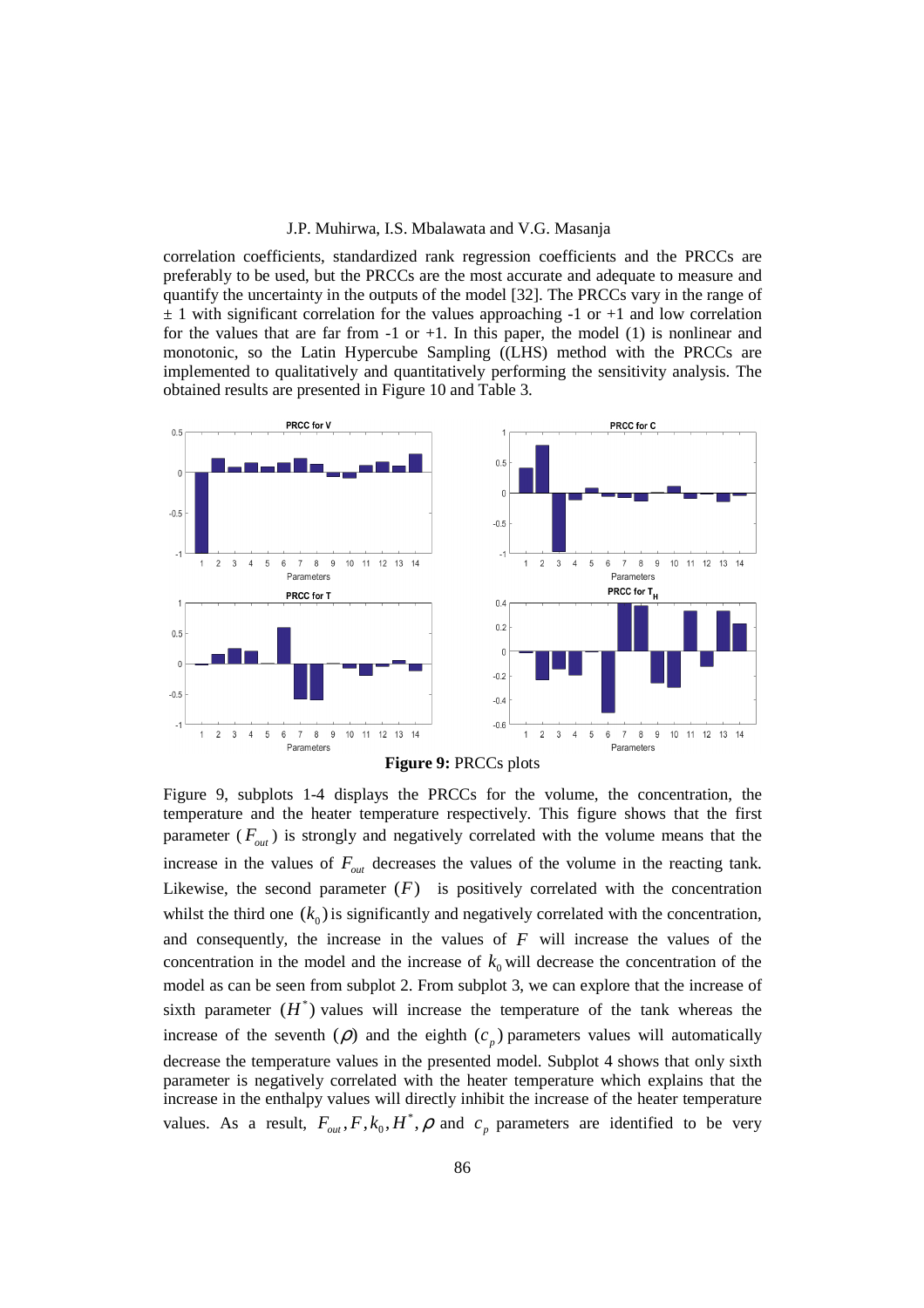correlation coefficients, standardized rank regression coefficients and the PRCCs are preferably to be used, but the PRCCs are the most accurate and adequate to measure and quantify the uncertainty in the outputs of the model [32]. The PRCCs vary in the range of $\pm$ 1 with significant correlation for the values approaching -1 or +1 and low correlation for the values that are far from -1 or +1. In this paper, the model (1) is nonlinear and monotonic, so the Latin Hypercube Sampling ((LHS) method with the PRCCs are implemented to qualitatively and quantitatively performing the sensitivity analysis. The obtained results are presented in Figure 10 and Table 3.

**Figure 9:** PRCCs plots

Figure 9, subplots 1-4 displays the PRCCs for the volume, the concentration, the temperature and the heater temperature respectively. This figure shows that the first parameter ($F_{out}$) is strongly and negatively correlated with the volume means that the increase in the values of $F_{out}$ decreases the values of the volume in the reacting tank. Likewise, the second parameter $(F)$ is positively correlated with the concentration whilst the third one $(k_0)$ is significantly and negatively correlated with the concentration, and consequently, the increase in the values of $F$ will increase the values of the concentration in the model and the increase of $k_0$ will decrease the concentration of the model as can be seen from subplot 2. From subplot 3, we can explore that the increase of sixth parameter $(H^*)$ values will increase the temperature of the tank whereas the increase of the seventh $(\rho)$ and the eighth $(c_p)$ parameters values will automatically decrease the temperature values in the presented model. Subplot 4 shows that only sixth parameter is negatively correlated with the heater temperature which explains that the increase in the enthalpy values will directly inhibit the increase of the heater temperature values. As a result, $F_{out}, F, k_0, H^*, \rho$ and $c_p$ parameters are identified to be very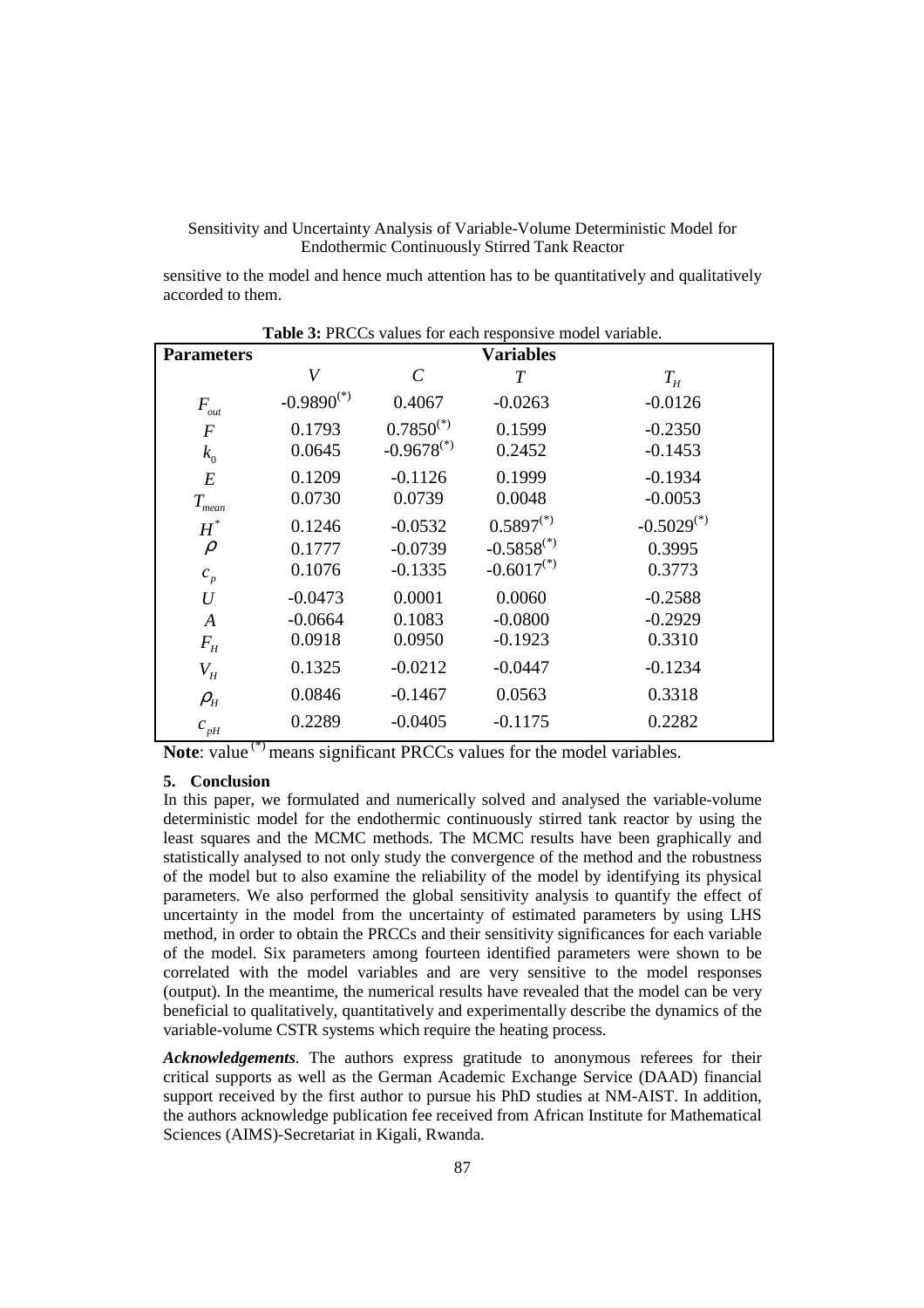sensitive to the model and hence much attention has to be quantitatively and qualitatively accorded to them.

**Table 3:** PRCCs values for each responsive model variable.

| **Parameters** | **Variables** | | | |
|---|---|---|---|---|
| | $V$ | $C$ | $T$ | $T_H$ |
| $F_{out}$ | $-0.9890^{(*)}$ | 0.4067 | -0.0263 | -0.0126 |
| $F$ | 0.1793 | $0.7850^{(*)}$ | 0.1599 | -0.2350 |
| $k_0$ | 0.0645 | $-0.9678^{(*)}$ | 0.2452 | -0.1453 |
| $E$ | 0.1209 | -0.1126 | 0.1999 | -0.1934 |
| $T_{mean}$ | 0.0730 | 0.0739 | 0.0048 | -0.0053 |
| $H^*$ | 0.1246 | -0.0532 | $0.5897^{(*)}$ | $-0.5029^{(*)}$ |
| $\rho$ | 0.1777 | -0.0739 | $-0.5858^{(*)}$ | 0.3995 |
| $c_p$ | 0.1076 | -0.1335 | $-0.6017^{(*)}$ | 0.3773 |
| $U$ | -0.0473 | 0.0001 | 0.0060 | -0.2588 |
| $A$ | -0.0664 | 0.1083 | -0.0800 | -0.2929 |
| $F_H$ | 0.0918 | 0.0950 | -0.1923 | 0.3310 |
| $V_H$ | 0.1325 | -0.0212 | -0.0447 | -0.1234 |
| $\rho_H$ | 0.0846 | -0.1467 | 0.0563 | 0.3318 |
| $c_{pH}$ | 0.2289 | -0.0405 | -0.1175 | 0.2282 |

**Note**: value $^{(*)}$ means significant PRCCs values for the model variables.

## 5. Conclusion

In this paper, we formulated and numerically solved and analysed the variable-volume deterministic model for the endothermic continuously stirred tank reactor by using the least squares and the MCMC methods. The MCMC results have been graphically and statistically analysed to not only study the convergence of the method and the robustness of the model but to also examine the reliability of the model by identifying its physical parameters. We also performed the global sensitivity analysis to quantify the effect of uncertainty in the model from the uncertainty of estimated parameters by using LHS method, in order to obtain the PRCCs and their sensitivity significances for each variable of the model. Six parameters among fourteen identified parameters were shown to be correlated with the model variables and are very sensitive to the model responses (output). In the meantime, the numerical results have revealed that the model can be very beneficial to qualitatively, quantitatively and experimentally describe the dynamics of the variable-volume CSTR systems which require the heating process.

***Acknowledgements***. The authors express gratitude to anonymous referees for their critical supports as well as the German Academic Exchange Service (DAAD) financial support received by the first author to pursue his PhD studies at NM-AIST. In addition, the authors acknowledge publication fee received from African Institute for Mathematical Sciences (AIMS)-Secretariat in Kigali, Rwanda.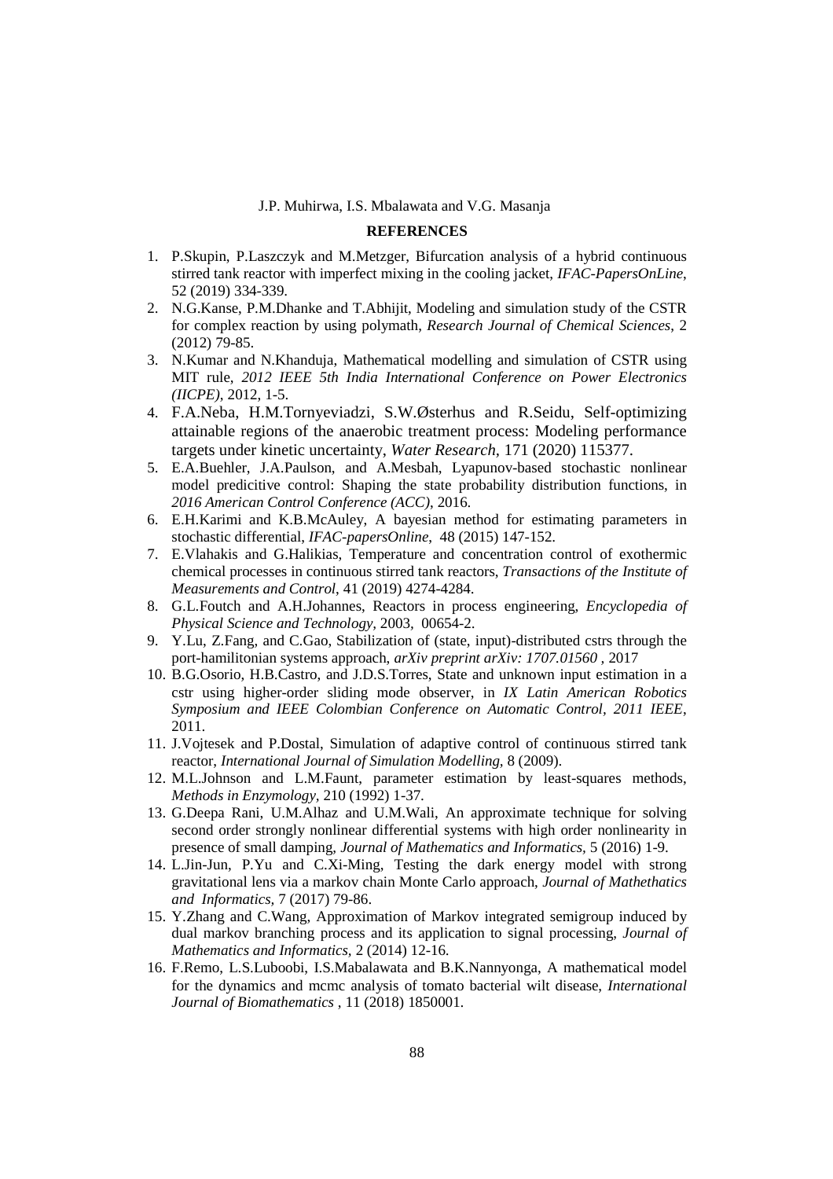## REFERENCES

1. P.Skupin, P.Laszczyk and M.Metzger, Bifurcation analysis of a hybrid continuous stirred tank reactor with imperfect mixing in the cooling jacket, *IFAC-PapersOnLine*, 52 (2019) 334-339.
2. N.G.Kanse, P.M.Dhanke and T.Abhijit, Modeling and simulation study of the CSTR for complex reaction by using polymath, *Research Journal of Chemical Sciences*, 2 (2012) 79-85.
3. N.Kumar and N.Khanduja, Mathematical modelling and simulation of CSTR using MIT rule, *2012 IEEE 5th India International Conference on Power Electronics (IICPE)*, 2012, 1-5.
4. F.A.Neba, H.M.Tornyeviadzi, S.W.Østerhus and R.Seidu, Self-optimizing attainable regions of the anaerobic treatment process: Modeling performance targets under kinetic uncertainty, *Water Research*, 171 (2020) 115377.
5. E.A.Buehler, J.A.Paulson, and A.Mesbah, Lyapunov-based stochastic nonlinear model predicitive control: Shaping the state probability distribution functions, in *2016 American Control Conference (ACC)*, 2016.
6. E.H.Karimi and K.B.McAuley, A bayesian method for estimating parameters in stochastic differential, *IFAC-papersOnline*, 48 (2015) 147-152.
7. E.Vlahakis and G.Halikias, Temperature and concentration control of exothermic chemical processes in continuous stirred tank reactors, *Transactions of the Institute of Measurements and Control*, 41 (2019) 4274-4284.
8. G.L.Foutch and A.H.Johannes, Reactors in process engineering, *Encyclopedia of Physical Science and Technology*, 2003, 00654-2.
9. Y.Lu, Z.Fang, and C.Gao, Stabilization of (state, input)-distributed cstrs through the port-hamilitonian systems approach, *arXiv preprint arXiv: 1707.01560* , 2017
10. B.G.Osorio, H.B.Castro, and J.D.S.Torres, State and unknown input estimation in a cstr using higher-order sliding mode observer, in *IX Latin American Robotics Symposium and IEEE Colombian Conference on Automatic Control, 2011 IEEE*, 2011.
11. J.Vojtesek and P.Dostal, Simulation of adaptive control of continuous stirred tank reactor, *International Journal of Simulation Modelling*, 8 (2009).
12. M.L.Johnson and L.M.Faunt, parameter estimation by least-squares methods, *Methods in Enzymology*, 210 (1992) 1-37.
13. G.Deepa Rani, U.M.Alhaz and U.M.Wali, An approximate technique for solving second order strongly nonlinear differential systems with high order nonlinearity in presence of small damping, *Journal of Mathematics and Informatics*, 5 (2016) 1-9.
14. L.Jin-Jun, P.Yu and C.Xi-Ming, Testing the dark energy model with strong gravitational lens via a markov chain Monte Carlo approach, *Journal of Mathethatics and Informatics*, 7 (2017) 79-86.
15. Y.Zhang and C.Wang, Approximation of Markov integrated semigroup induced by dual markov branching process and its application to signal processing, *Journal of Mathematics and Informatics*, 2 (2014) 12-16.
16. F.Remo, L.S.Luboobi, I.S.Mabalawata and B.K.Nannyonga, A mathematical model for the dynamics and mcmc analysis of tomato bacterial wilt disease, *International Journal of Biomathematics* , 11 (2018) 1850001.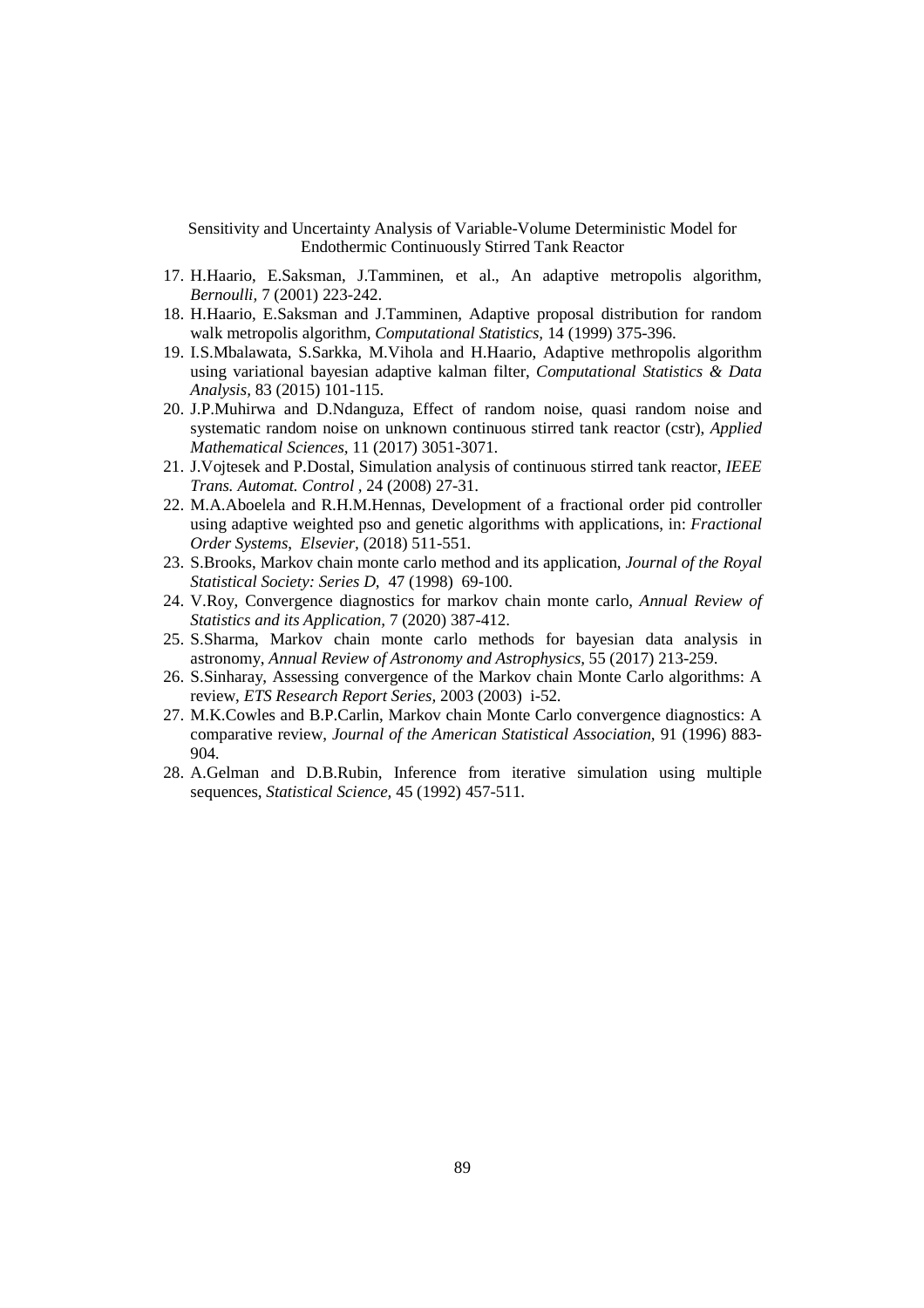17. H.Haario, E.Saksman, J.Tamminen, et al., An adaptive metropolis algorithm, *Bernoulli*, 7 (2001) 223-242.
18. H.Haario, E.Saksman and J.Tamminen, Adaptive proposal distribution for random walk metropolis algorithm, *Computational Statistics*, 14 (1999) 375-396.
19. I.S.Mbalawata, S.Sarkka, M.Vihola and H.Haario, Adaptive methropolis algorithm using variational bayesian adaptive kalman filter, *Computational Statistics & Data Analysis*, 83 (2015) 101-115.
20. J.P.Muhirwa and D.Ndanguza, Effect of random noise, quasi random noise and systematic random noise on unknown continuous stirred tank reactor (cstr), *Applied Mathematical Sciences*, 11 (2017) 3051-3071.
21. J.Vojtesek and P.Dostal, Simulation analysis of continuous stirred tank reactor, *IEEE Trans. Automat. Control* , 24 (2008) 27-31.
22. M.A.Aboelela and R.H.M.Hennas, Development of a fractional order pid controller using adaptive weighted pso and genetic algorithms with applications, in: *Fractional Order Systems, Elsevier*, (2018) 511-551.
23. S.Brooks, Markov chain monte carlo method and its application, *Journal of the Royal Statistical Society: Series D*, 47 (1998) 69-100.
24. V.Roy, Convergence diagnostics for markov chain monte carlo, *Annual Review of Statistics and its Application*, 7 (2020) 387-412.
25. S.Sharma, Markov chain monte carlo methods for bayesian data analysis in astronomy, *Annual Review of Astronomy and Astrophysics*, 55 (2017) 213-259.
26. S.Sinharay, Assessing convergence of the Markov chain Monte Carlo algorithms: A review, *ETS Research Report Series*, 2003 (2003) i-52.
27. M.K.Cowles and B.P.Carlin, Markov chain Monte Carlo convergence diagnostics: A comparative review, *Journal of the American Statistical Association*, 91 (1996) 883-904.
28. A.Gelman and D.B.Rubin, Inference from iterative simulation using multiple sequences, *Statistical Science*, 45 (1992) 457-511.